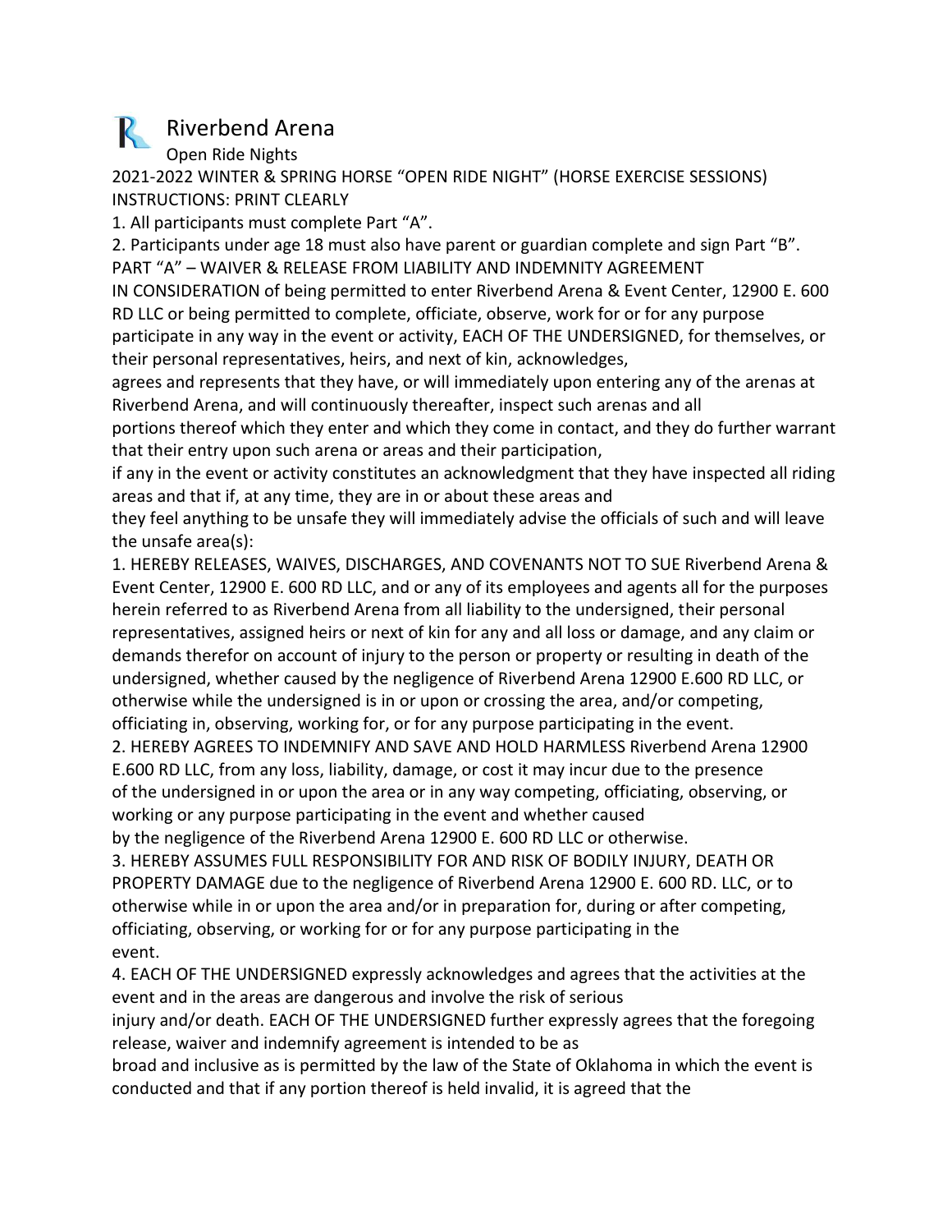# Riverbend Arena

Open Ride Nights

2021-2022 WINTER & SPRING HORSE "OPEN RIDE NIGHT" (HORSE EXERCISE SESSIONS)

INSTRUCTIONS: PRINT CLEARLY

1. All participants must complete Part "A".
2. Participants under age 18 must also have parent or guardian complete and sign Part "B".

## PART "A" – WAIVER & RELEASE FROM LIABILITY AND INDEMNITY AGREEMENT

IN CONSIDERATION of being permitted to enter Riverbend Arena & Event Center, 12900 E. 600 RD LLC or being permitted to complete, officiate, observe, work for or for any purpose participate in any way in the event or activity, EACH OF THE UNDERSIGNED, for themselves, or their personal representatives, heirs, and next of kin, acknowledges, agrees and represents that they have, or will immediately upon entering any of the arenas at Riverbend Arena, and will continuously thereafter, inspect such arenas and all portions thereof which they enter and which they come in contact, and they do further warrant that their entry upon such arena or areas and their participation, if any in the event or activity constitutes an acknowledgment that they have inspected all riding areas and that if, at any time, they are in or about these areas and they feel anything to be unsafe they will immediately advise the officials of such and will leave the unsafe area(s):

1. HEREBY RELEASES, WAIVES, DISCHARGES, AND COVENANTS NOT TO SUE Riverbend Arena & Event Center, 12900 E. 600 RD LLC, and or any of its employees and agents all for the purposes herein referred to as Riverbend Arena from all liability to the undersigned, their personal representatives, assigned heirs or next of kin for any and all loss or damage, and any claim or demands therefor on account of injury to the person or property or resulting in death of the undersigned, whether caused by the negligence of Riverbend Arena 12900 E.600 RD LLC, or otherwise while the undersigned is in or upon or crossing the area, and/or competing, officiating in, observing, working for, or for any purpose participating in the event.
2. HEREBY AGREES TO INDEMNIFY AND SAVE AND HOLD HARMLESS Riverbend Arena 12900 E.600 RD LLC, from any loss, liability, damage, or cost it may incur due to the presence of the undersigned in or upon the area or in any way competing, officiating, observing, or working or any purpose participating in the event and whether caused by the negligence of the Riverbend Arena 12900 E. 600 RD LLC or otherwise.
3. HEREBY ASSUMES FULL RESPONSIBILITY FOR AND RISK OF BODILY INJURY, DEATH OR PROPERTY DAMAGE due to the negligence of Riverbend Arena 12900 E. 600 RD. LLC, or to otherwise while in or upon the area and/or in preparation for, during or after competing, officiating, observing, or working for or for any purpose participating in the event.
4. EACH OF THE UNDERSIGNED expressly acknowledges and agrees that the activities at the event and in the areas are dangerous and involve the risk of serious injury and/or death. EACH OF THE UNDERSIGNED further expressly agrees that the foregoing release, waiver and indemnify agreement is intended to be as broad and inclusive as is permitted by the law of the State of Oklahoma in which the event is conducted and that if any portion thereof is held invalid, it is agreed that the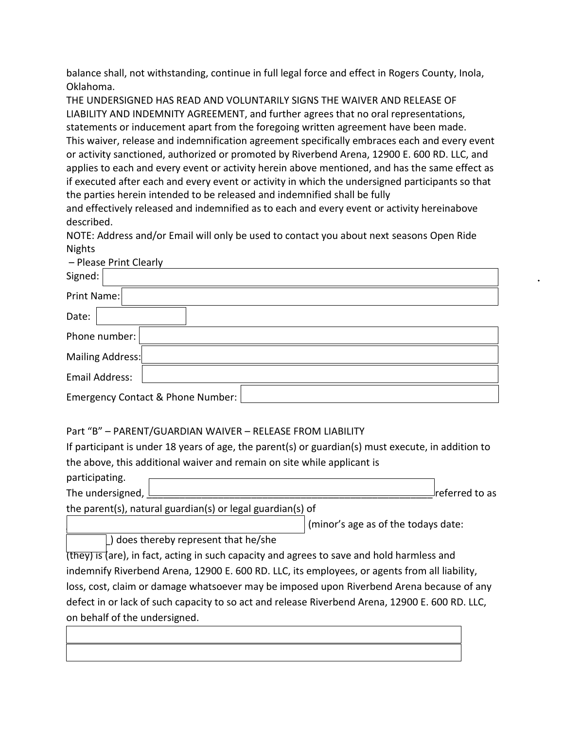balance shall, not withstanding, continue in full legal force and effect in Rogers County, Inola, Oklahoma.

THE UNDERSIGNED HAS READ AND VOLUNTARILY SIGNS THE WAIVER AND RELEASE OF LIABILITY AND INDEMNITY AGREEMENT, and further agrees that no oral representations, statements or inducement apart from the foregoing written agreement have been made.

This waiver, release and indemnification agreement specifically embraces each and every event or activity sanctioned, authorized or promoted by Riverbend Arena, 12900 E. 600 RD. LLC, and applies to each and every event or activity herein above mentioned, and has the same effect as if executed after each and every event or activity in which the undersigned participants so that the parties herein intended to be released and indemnified shall be fully
and effectively released and indemnified as to each and every event or activity hereinabove described.

NOTE: Address and/or Email will only be used to contact you about next seasons Open Ride Nights

– Please Print Clearly

Signed: ______________________________

Print Name: ______________________________

Date: ______________

Phone number: ______________________________

Mailing Address: ______________________________

Email Address: ______________________________

Emergency Contact & Phone Number: ______________________________

Part "B" – PARENT/GUARDIAN WAIVER – RELEASE FROM LIABILITY

If participant is under 18 years of age, the parent(s) or guardian(s) must execute, in addition to the above, this additional waiver and remain on site while applicant is participating.

The undersigned, ______________________________________________ referred to as the parent(s), natural guardian(s) or legal guardian(s) of ______________________________ (minor's age as of the todays date: ________) does thereby represent that he/she (they) is (are), in fact, acting in such capacity and agrees to save and hold harmless and indemnify Riverbend Arena, 12900 E. 600 RD. LLC, its employees, or agents from all liability, loss, cost, claim or damage whatsoever may be imposed upon Riverbend Arena because of any defect in or lack of such capacity to so act and release Riverbend Arena, 12900 E. 600 RD. LLC, on behalf of the undersigned.

______________________________

______________________________